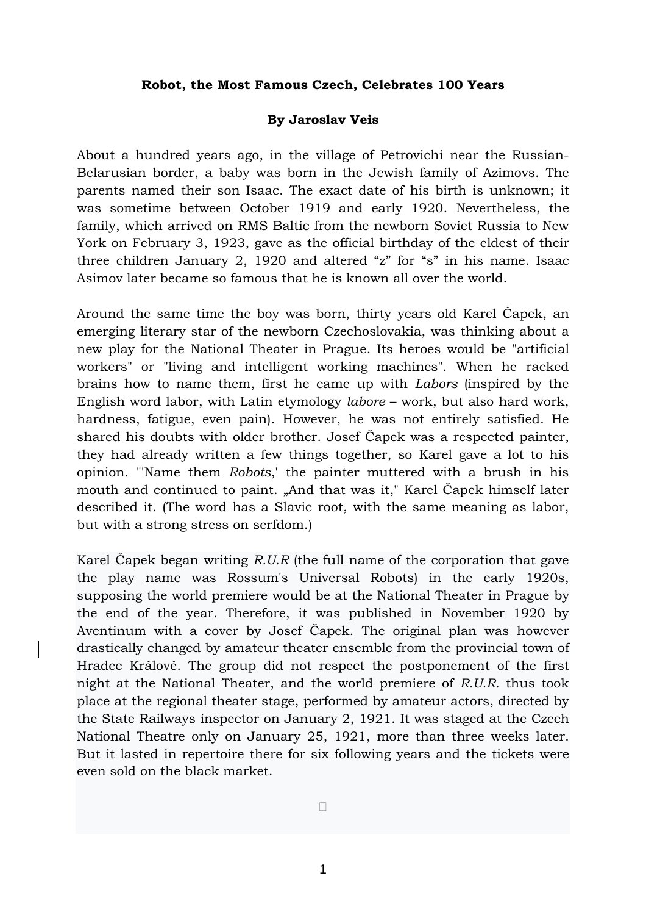**Robot, the Most Famous Czech, Celebrates 100 Years**

**By Jaroslav Veis**

About a hundred years ago, in the village of Petrovichi near the Russian-Belarusian border, a baby was born in the Jewish family of Azimovs. The parents named their son Isaac. The exact date of his birth is unknown; it was sometime between October 1919 and early 1920. Nevertheless, the family, which arrived on RMS Baltic from the newborn Soviet Russia to New York on February 3, 1923, gave as the official birthday of the eldest of their three children January 2, 1920 and altered “z” for “s” in his name. Isaac Asimov later became so famous that he is known all over the world.

Around the same time the boy was born, thirty years old Karel Čapek, an emerging literary star of the newborn Czechoslovakia, was thinking about a new play for the National Theater in Prague. Its heroes would be "artificial workers" or "living and intelligent working machines". When he racked brains how to name them, first he came up with *Labors* (inspired by the English word labor, with Latin etymology *labore* – work, but also hard work, hardness, fatigue, even pain). However, he was not entirely satisfied. He shared his doubts with older brother. Josef Čapek was a respected painter, they had already written a few things together, so Karel gave a lot to his opinion. "'Name them *Robots*,' the painter muttered with a brush in his mouth and continued to paint. „And that was it," Karel Čapek himself later described it. (The word has a Slavic root, with the same meaning as labor, but with a strong stress on serfdom.)

Karel Čapek began writing *R.U.R* (the full name of the corporation that gave the play name was Rossum's Universal Robots) in the early 1920s, supposing the world premiere would be at the National Theater in Prague by the end of the year. Therefore, it was published in November 1920 by Aventinum with a cover by Josef Čapek. The original plan was however drastically changed by amateur theater ensemble from the provincial town of Hradec Králové. The group did not respect the postponement of the first night at the National Theater, and the world premiere of *R.U.R.* thus took place at the regional theater stage, performed by amateur actors, directed by the State Railways inspector on January 2, 1921. It was staged at the Czech National Theatre only on January 25, 1921, more than three weeks later. But it lasted in repertoire there for six following years and the tickets were even sold on the black market.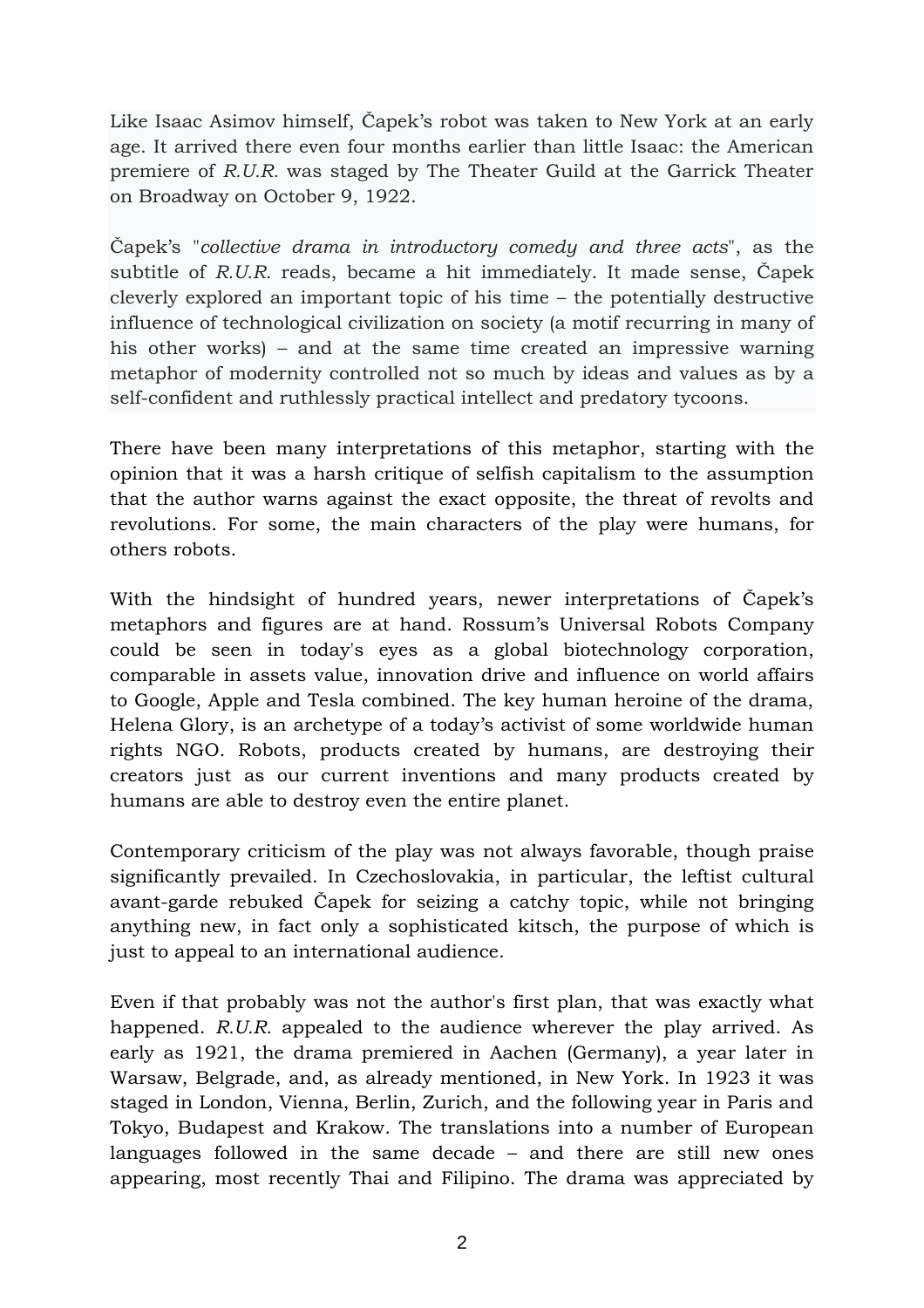Like Isaac Asimov himself, Čapek's robot was taken to New York at an early age. It arrived there even four months earlier than little Isaac: the American premiere of *R.U.R.* was staged by The Theater Guild at the Garrick Theater on Broadway on October 9, 1922.

Čapek's "*collective drama in introductory comedy and three acts*", as the subtitle of *R.U.R.* reads, became a hit immediately. It made sense, Čapek cleverly explored an important topic of his time – the potentially destructive influence of technological civilization on society (a motif recurring in many of his other works) – and at the same time created an impressive warning metaphor of modernity controlled not so much by ideas and values as by a self-confident and ruthlessly practical intellect and predatory tycoons.

There have been many interpretations of this metaphor, starting with the opinion that it was a harsh critique of selfish capitalism to the assumption that the author warns against the exact opposite, the threat of revolts and revolutions. For some, the main characters of the play were humans, for others robots.

With the hindsight of hundred years, newer interpretations of Čapek's metaphors and figures are at hand. Rossum's Universal Robots Company could be seen in today's eyes as a global biotechnology corporation, comparable in assets value, innovation drive and influence on world affairs to Google, Apple and Tesla combined. The key human heroine of the drama, Helena Glory, is an archetype of a today's activist of some worldwide human rights NGO. Robots, products created by humans, are destroying their creators just as our current inventions and many products created by humans are able to destroy even the entire planet.

Contemporary criticism of the play was not always favorable, though praise significantly prevailed. In Czechoslovakia, in particular, the leftist cultural avant-garde rebuked Čapek for seizing a catchy topic, while not bringing anything new, in fact only a sophisticated kitsch, the purpose of which is just to appeal to an international audience.

Even if that probably was not the author's first plan, that was exactly what happened. *R.U.R.* appealed to the audience wherever the play arrived. As early as 1921, the drama premiered in Aachen (Germany), a year later in Warsaw, Belgrade, and, as already mentioned, in New York. In 1923 it was staged in London, Vienna, Berlin, Zurich, and the following year in Paris and Tokyo, Budapest and Krakow. The translations into a number of European languages followed in the same decade – and there are still new ones appearing, most recently Thai and Filipino. The drama was appreciated by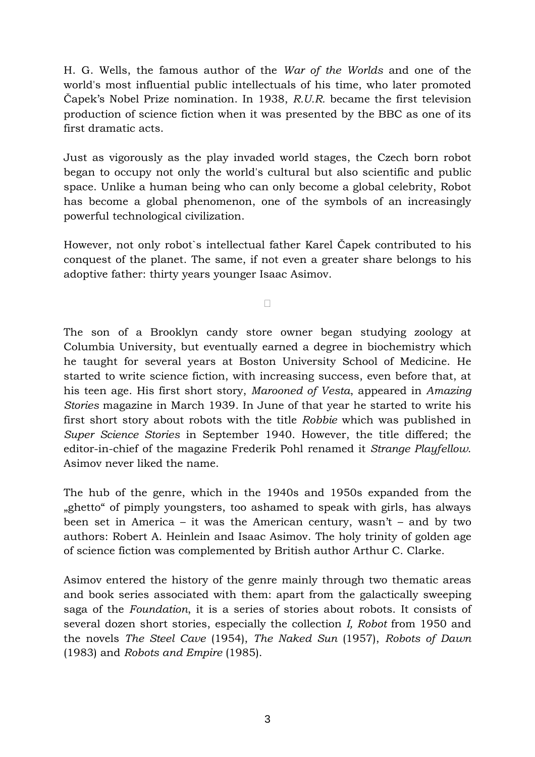H. G. Wells, the famous author of the *War of the Worlds* and one of the world's most influential public intellectuals of his time, who later promoted Čapek's Nobel Prize nomination. In 1938, *R.U.R.* became the first television production of science fiction when it was presented by the BBC as one of its first dramatic acts.

Just as vigorously as the play invaded world stages, the Czech born robot began to occupy not only the world's cultural but also scientific and public space. Unlike a human being who can only become a global celebrity, Robot has become a global phenomenon, one of the symbols of an increasingly powerful technological civilization.

However, not only robot`s intellectual father Karel Čapek contributed to his conquest of the planet. The same, if not even a greater share belongs to his adoptive father: thirty years younger Isaac Asimov.

The son of a Brooklyn candy store owner began studying zoology at Columbia University, but eventually earned a degree in biochemistry which he taught for several years at Boston University School of Medicine. He started to write science fiction, with increasing success, even before that, at his teen age. His first short story, *Marooned of Vesta*, appeared in *Amazing Stories* magazine in March 1939. In June of that year he started to write his first short story about robots with the title *Robbie* which was published in *Super Science Stories* in September 1940. However, the title differed; the editor-in-chief of the magazine Frederik Pohl renamed it *Strange Playfellow*. Asimov never liked the name.

The hub of the genre, which in the 1940s and 1950s expanded from the „ghetto“ of pimply youngsters, too ashamed to speak with girls, has always been set in America – it was the American century, wasn't – and by two authors: Robert A. Heinlein and Isaac Asimov. The holy trinity of golden age of science fiction was complemented by British author Arthur C. Clarke.

Asimov entered the history of the genre mainly through two thematic areas and book series associated with them: apart from the galactically sweeping saga of the *Foundation*, it is a series of stories about robots. It consists of several dozen short stories, especially the collection *I, Robot* from 1950 and the novels *The Steel Cave* (1954), *The Naked Sun* (1957), *Robots of Dawn* (1983) and *Robots and Empire* (1985).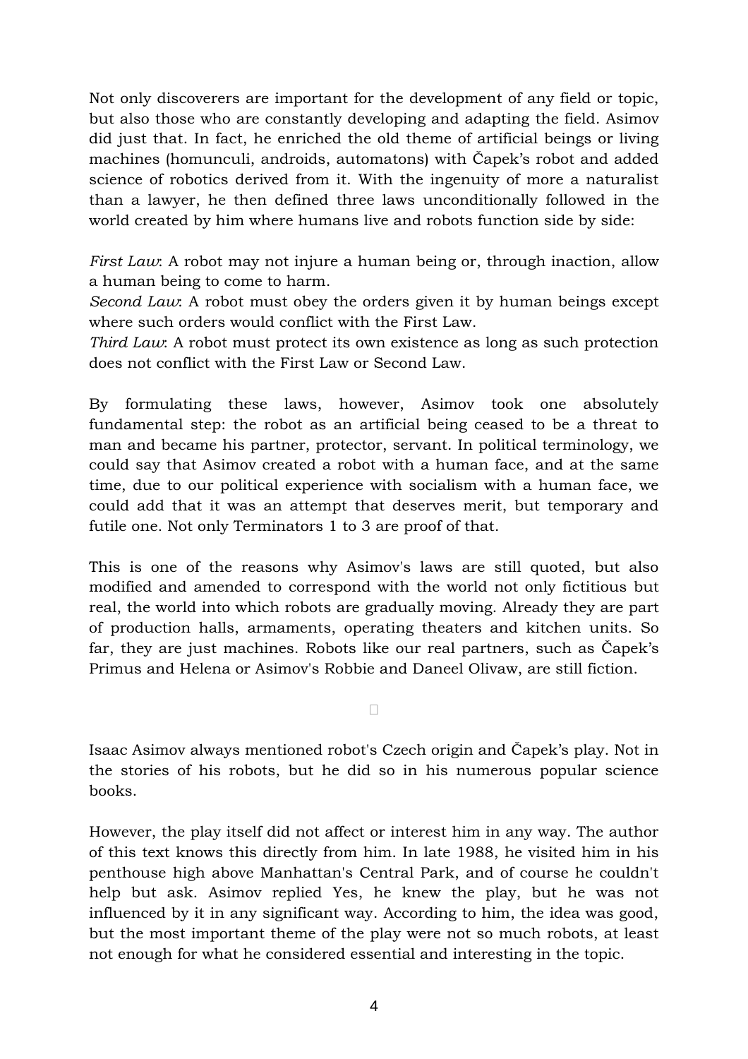Not only discoverers are important for the development of any field or topic, but also those who are constantly developing and adapting the field. Asimov did just that. In fact, he enriched the old theme of artificial beings or living machines (homunculi, androids, automatons) with Čapek's robot and added science of robotics derived from it. With the ingenuity of more a naturalist than a lawyer, he then defined three laws unconditionally followed in the world created by him where humans live and robots function side by side:

*First Law*: A robot may not injure a human being or, through inaction, allow a human being to come to harm.
*Second Law*: A robot must obey the orders given it by human beings except where such orders would conflict with the First Law.
*Third Law*: A robot must protect its own existence as long as such protection does not conflict with the First Law or Second Law.

By formulating these laws, however, Asimov took one absolutely fundamental step: the robot as an artificial being ceased to be a threat to man and became his partner, protector, servant. In political terminology, we could say that Asimov created a robot with a human face, and at the same time, due to our political experience with socialism with a human face, we could add that it was an attempt that deserves merit, but temporary and futile one. Not only Terminators 1 to 3 are proof of that.

This is one of the reasons why Asimov's laws are still quoted, but also modified and amended to correspond with the world not only fictitious but real, the world into which robots are gradually moving. Already they are part of production halls, armaments, operating theaters and kitchen units. So far, they are just machines. Robots like our real partners, such as Čapek's Primus and Helena or Asimov's Robbie and Daneel Olivaw, are still fiction.

Isaac Asimov always mentioned robot's Czech origin and Čapek's play. Not in the stories of his robots, but he did so in his numerous popular science books.

However, the play itself did not affect or interest him in any way. The author of this text knows this directly from him. In late 1988, he visited him in his penthouse high above Manhattan's Central Park, and of course he couldn't help but ask. Asimov replied Yes, he knew the play, but he was not influenced by it in any significant way. According to him, the idea was good, but the most important theme of the play were not so much robots, at least not enough for what he considered essential and interesting in the topic.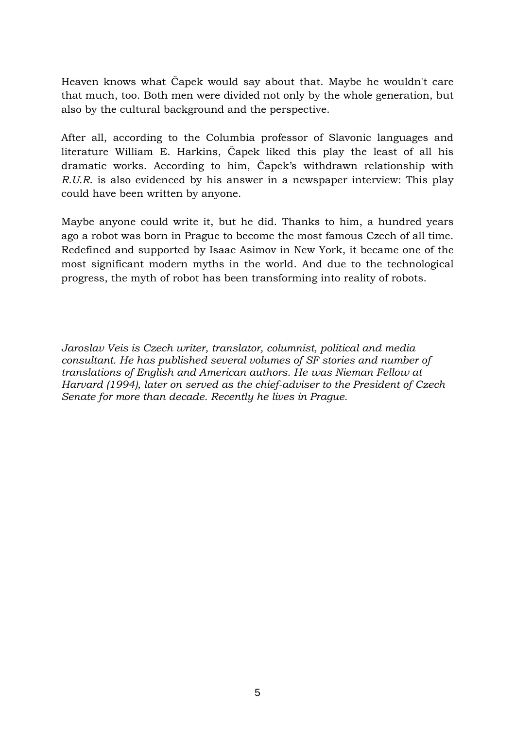Heaven knows what Čapek would say about that. Maybe he wouldn't care that much, too. Both men were divided not only by the whole generation, but also by the cultural background and the perspective.

After all, according to the Columbia professor of Slavonic languages and literature William E. Harkins, Čapek liked this play the least of all his dramatic works. According to him, Čapek's withdrawn relationship with *R.U.R.* is also evidenced by his answer in a newspaper interview: This play could have been written by anyone.

Maybe anyone could write it, but he did. Thanks to him, a hundred years ago a robot was born in Prague to become the most famous Czech of all time. Redefined and supported by Isaac Asimov in New York, it became one of the most significant modern myths in the world. And due to the technological progress, the myth of robot has been transforming into reality of robots.

*Jaroslav Veis is Czech writer, translator, columnist, political and media consultant. He has published several volumes of SF stories and number of translations of English and American authors. He was Nieman Fellow at Harvard (1994), later on served as the chief-adviser to the President of Czech Senate for more than decade. Recently he lives in Prague.*